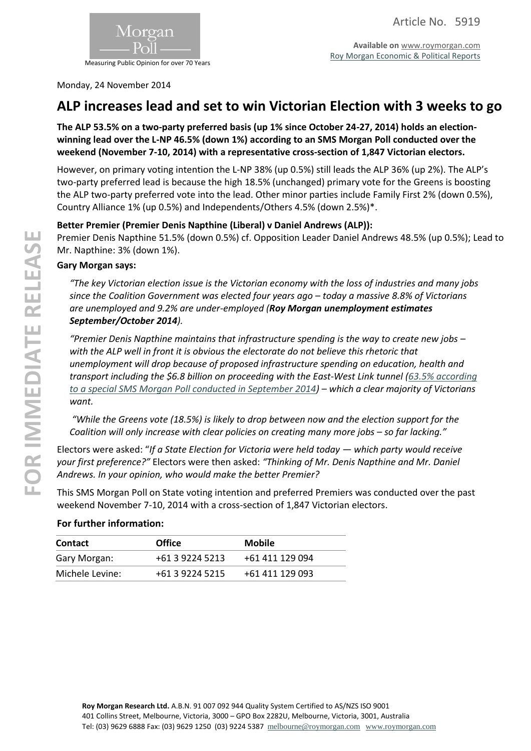Morgan Poll
Measuring Public Opinion for over 70 Years

Article No. 5919

**Available on** www.roymorgan.com
Roy Morgan Economic & Political Reports

Monday, 24 November 2014

# ALP increases lead and set to win Victorian Election with 3 weeks to go

**The ALP 53.5% on a two-party preferred basis (up 1% since October 24-27, 2014) holds an election-winning lead over the L-NP 46.5% (down 1%) according to an SMS Morgan Poll conducted over the weekend (November 7-10, 2014) with a representative cross-section of 1,847 Victorian electors.**

However, on primary voting intention the L-NP 38% (up 0.5%) still leads the ALP 36% (up 2%). The ALP's two-party preferred lead is because the high 18.5% (unchanged) primary vote for the Greens is boosting the ALP two-party preferred vote into the lead. Other minor parties include Family First 2% (down 0.5%), Country Alliance 1% (up 0.5%) and Independents/Others 4.5% (down 2.5%)*.

**Better Premier (Premier Denis Napthine (Liberal) v Daniel Andrews (ALP)):**
Premier Denis Napthine 51.5% (down 0.5%) cf. Opposition Leader Daniel Andrews 48.5% (up 0.5%); Lead to Mr. Napthine: 3% (down 1%).

**Gary Morgan says:**

*"The key Victorian election issue is the Victorian economy with the loss of industries and many jobs since the Coalition Government was elected four years ago – today a massive 8.8% of Victorians are unemployed and 9.2% are under-employed (**Roy Morgan unemployment estimates September/October 2014**).*

*"Premier Denis Napthine maintains that infrastructure spending is the way to create new jobs – with the ALP well in front it is obvious the electorate do not believe this rhetoric that unemployment will drop because of proposed infrastructure spending on education, health and transport including the $6.8 billion on proceeding with the East-West Link tunnel (63.5% according to a special SMS Morgan Poll conducted in September 2014) – which a clear majority of Victorians want.*

*"While the Greens vote (18.5%) is likely to drop between now and the election support for the Coalition will only increase with clear policies on creating many more jobs – so far lacking."*

Electors were asked: "*If a State Election for Victoria were held today — which party would receive your first preference?"* Electors were then asked: *"Thinking of Mr. Denis Napthine and Mr. Daniel Andrews. In your opinion, who would make the better Premier?*

This SMS Morgan Poll on State voting intention and preferred Premiers was conducted over the past weekend November 7-10, 2014 with a cross-section of 1,847 Victorian electors.

**For further information:**

| Contact | Office | Mobile |
|---|---|---|
| Gary Morgan: | +61 3 9224 5213 | +61 411 129 094 |
| Michele Levine: | +61 3 9224 5215 | +61 411 129 093 |

FOR IMMEDIATE RELEASE

**Roy Morgan Research Ltd.** A.B.N. 91 007 092 944 Quality System Certified to AS/NZS ISO 9001
401 Collins Street, Melbourne, Victoria, 3000 – GPO Box 2282U, Melbourne, Victoria, 3001, Australia
Tel: (03) 9629 6888 Fax: (03) 9629 1250 (03) 9224 5387 melbourne@roymorgan.com www.roymorgan.com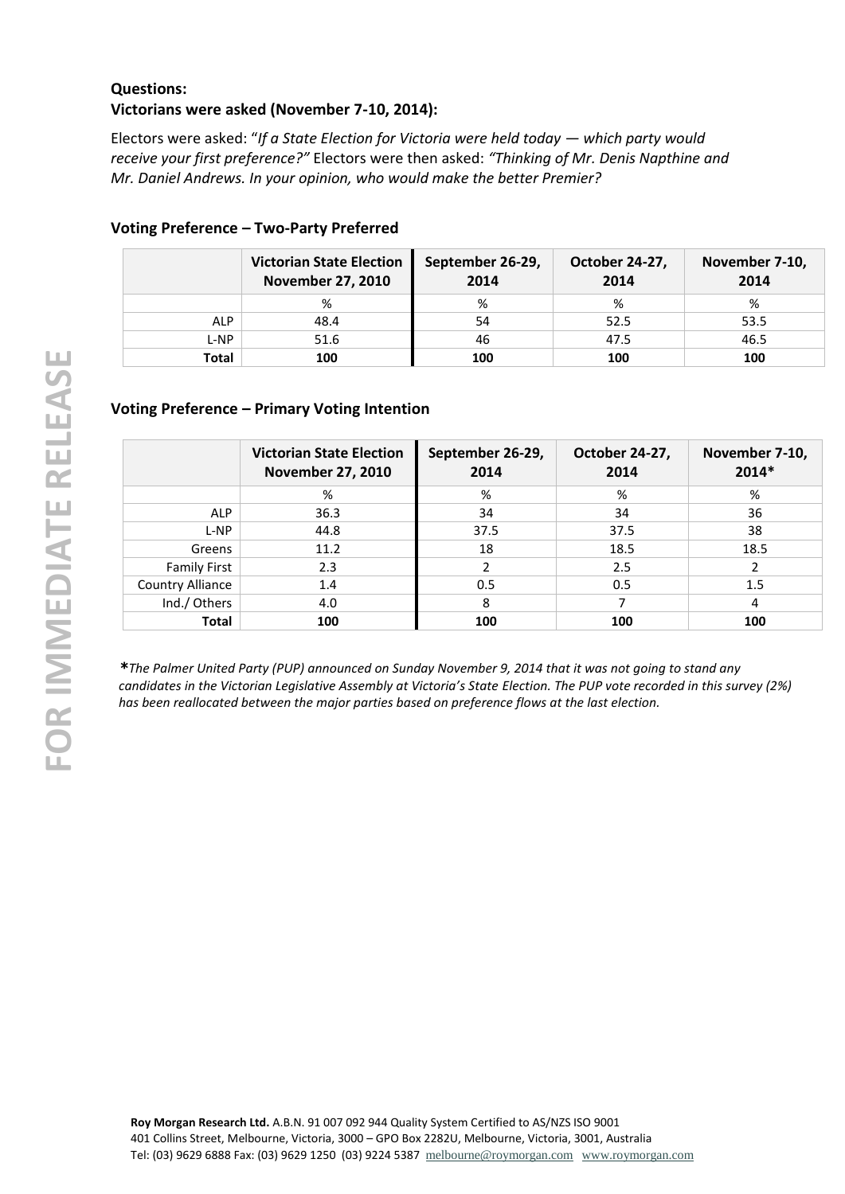**Questions:**
**Victorians were asked (November 7-10, 2014):**

Electors were asked: "*If a State Election for Victoria were held today — which party would receive your first preference?"* Electors were then asked: *"Thinking of Mr. Denis Napthine and Mr. Daniel Andrews. In your opinion, who would make the better Premier?*

### Voting Preference – Two-Party Preferred

| | Victorian State Election November 27, 2010 | September 26-29, 2014 | October 24-27, 2014 | November 7-10, 2014 |
|---|---|---|---|---|
| | % | % | % | % |
| ALP | 48.4 | 54 | 52.5 | 53.5 |
| L-NP | 51.6 | 46 | 47.5 | 46.5 |
| **Total** | **100** | **100** | **100** | **100** |

### Voting Preference – Primary Voting Intention

| | Victorian State Election November 27, 2010 | September 26-29, 2014 | October 24-27, 2014 | November 7-10, 2014* |
|---|---|---|---|---|
| | % | % | % | % |
| ALP | 36.3 | 34 | 34 | 36 |
| L-NP | 44.8 | 37.5 | 37.5 | 38 |
| Greens | 11.2 | 18 | 18.5 | 18.5 |
| Family First | 2.3 | 2 | 2.5 | 2 |
| Country Alliance | 1.4 | 0.5 | 0.5 | 1.5 |
| Ind./ Others | 4.0 | 8 | 7 | 4 |
| **Total** | **100** | **100** | **100** | **100** |

***The Palmer United Party (PUP) announced on Sunday November 9, 2014 that it was not going to stand any candidates in the Victorian Legislative Assembly at Victoria's State Election. The PUP vote recorded in this survey (2%) has been reallocated between the major parties based on preference flows at the last election.*

FOR IMMEDIATE RELEASE

**Roy Morgan Research Ltd.** A.B.N. 91 007 092 944 Quality System Certified to AS/NZS ISO 9001
401 Collins Street, Melbourne, Victoria, 3000 – GPO Box 2282U, Melbourne, Victoria, 3001, Australia
Tel: (03) 9629 6888 Fax: (03) 9629 1250 (03) 9224 5387 melbourne@roymorgan.com www.roymorgan.com